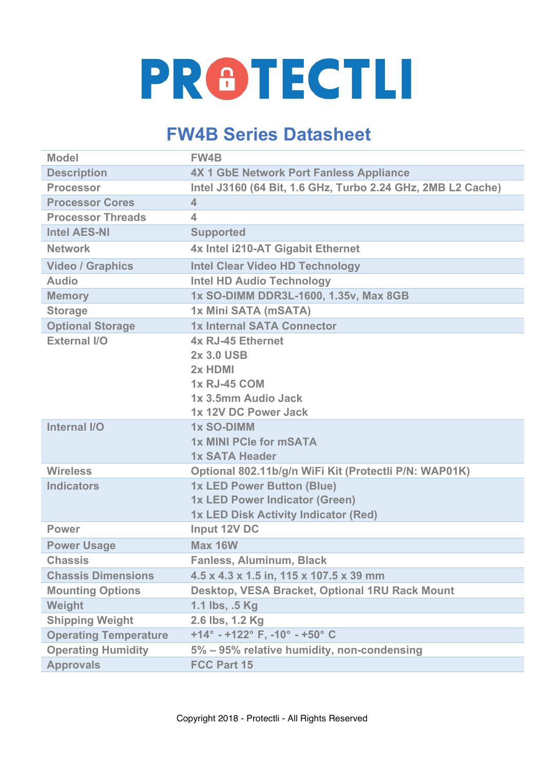# PROTECTLI

## FW4B Series Datasheet

| Model | FW4B |
|---|---|
| Description | 4X 1 GbE Network Port Fanless Appliance |
| Processor | Intel J3160 (64 Bit, 1.6 GHz, Turbo 2.24 GHz, 2MB L2 Cache) |
| Processor Cores | 4 |
| Processor Threads | 4 |
| Intel AES-NI | Supported |
| Network | 4x Intel i210-AT Gigabit Ethernet |
| Video / Graphics | Intel Clear Video HD Technology |
| Audio | Intel HD Audio Technology |
| Memory | 1x SO-DIMM DDR3L-1600, 1.35v, Max 8GB |
| Storage | 1x Mini SATA (mSATA) |
| Optional Storage | 1x Internal SATA Connector |
| External I/O | 4x RJ-45 Ethernet<br>2x 3.0 USB<br>2x HDMI<br>1x RJ-45 COM<br>1x 3.5mm Audio Jack<br>1x 12V DC Power Jack |
| Internal I/O | 1x SO-DIMM<br>1x MINI PCIe for mSATA<br>1x SATA Header |
| Wireless | Optional 802.11b/g/n WiFi Kit (Protectli P/N: WAP01K) |
| Indicators | 1x LED Power Button (Blue)<br>1x LED Power Indicator (Green)<br>1x LED Disk Activity Indicator (Red) |
| Power | Input 12V DC |
| Power Usage | Max 16W |
| Chassis | Fanless, Aluminum, Black |
| Chassis Dimensions | 4.5 x 4.3 x 1.5 in, 115 x 107.5 x 39 mm |
| Mounting Options | Desktop, VESA Bracket, Optional 1RU Rack Mount |
| Weight | 1.1 lbs, .5 Kg |
| Shipping Weight | 2.6 lbs, 1.2 Kg |
| Operating Temperature | +14° - +122° F, -10° - +50° C |
| Operating Humidity | 5% – 95% relative humidity, non-condensing |
| Approvals | FCC Part 15 |

Copyright 2018 - Protectli - All Rights Reserved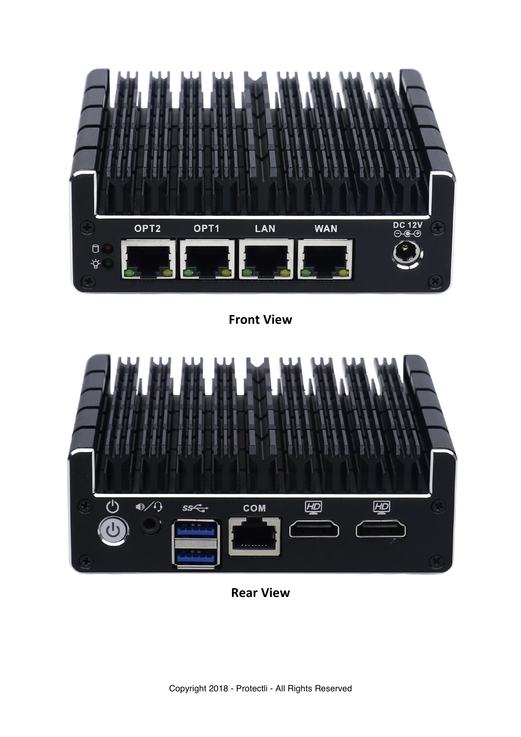**Front View**

**Rear View**

Copyright 2018 - Protectli - All Rights Reserved